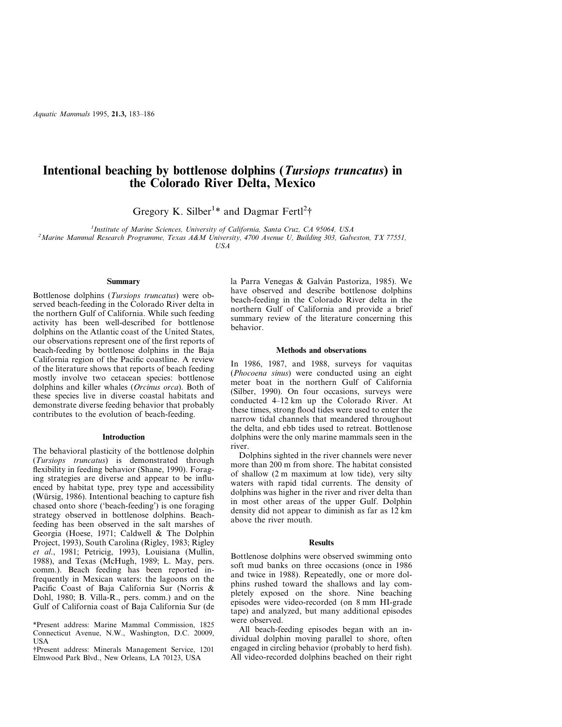# Intentional beaching by bottlenose dolphins (*Tursiops truncatus*) in the Colorado River Delta, Mexico

Gregory K. Silber[1]* and Dagmar Fertl[2]†

[1]*Institute of Marine Sciences, University of California, Santa Cruz, CA 95064, USA*
[2]*Marine Mammal Research Programme, Texas A&M University, 4700 Avenue U, Building 303, Galveston, TX 77551, USA*

### Summary

Bottlenose dolphins (*Tursiops truncatus*) were observed beach-feeding in the Colorado River delta in the northern Gulf of California. While such feeding activity has been well-described for bottlenose dolphins on the Atlantic coast of the United States, our observations represent one of the first reports of beach-feeding by bottlenose dolphins in the Baja California region of the Pacific coastline. A review of the literature shows that reports of beach feeding mostly involve two cetacean species: bottlenose dolphins and killer whales (*Orcinus orca*). Both of these species live in diverse coastal habitats and demonstrate diverse feeding behavior that probably contributes to the evolution of beach-feeding.

### Introduction

The behavioral plasticity of the bottlenose dolphin (*Tursiops truncatus*) is demonstrated through flexibility in feeding behavior (Shane, 1990). Foraging strategies are diverse and appear to be influenced by habitat type, prey type and accessibility (Würsig, 1986). Intentional beaching to capture fish chased onto shore ('beach-feeding') is one foraging strategy observed in bottlenose dolphins. Beach-feeding has been observed in the salt marshes of Georgia (Hoese, 1971; Caldwell & The Dolphin Project, 1993), South Carolina (Rigley, 1983; Rigley *et al*., 1981; Petricig, 1993), Louisiana (Mullin, 1988), and Texas (McHugh, 1989; L. May, pers. comm.). Beach feeding has been reported infrequently in Mexican waters: the lagoons on the Pacific Coast of Baja California Sur (Norris & Dohl, 1980; B. Villa-R., pers. comm.) and on the Gulf of California coast of Baja California Sur (de la Parra Venegas & Galván Pastoriza, 1985). We have observed and describe bottlenose dolphins beach-feeding in the Colorado River delta in the northern Gulf of California and provide a brief summary review of the literature concerning this behavior.

### Methods and observations

In 1986, 1987, and 1988, surveys for vaquitas (*Phocoena sinus*) were conducted using an eight meter boat in the northern Gulf of California (Silber, 1990). On four occasions, surveys were conducted 4–12 km up the Colorado River. At these times, strong flood tides were used to enter the narrow tidal channels that meandered throughout the delta, and ebb tides used to retreat. Bottlenose dolphins were the only marine mammals seen in the river.

Dolphins sighted in the river channels were never more than 200 m from shore. The habitat consisted of shallow (2 m maximum at low tide), very silty waters with rapid tidal currents. The density of dolphins was higher in the river and river delta than in most other areas of the upper Gulf. Dolphin density did not appear to diminish as far as 12 km above the river mouth.

### Results

Bottlenose dolphins were observed swimming onto soft mud banks on three occasions (once in 1986 and twice in 1988). Repeatedly, one or more dolphins rushed toward the shallows and lay completely exposed on the shore. Nine beaching episodes were video-recorded (on 8 mm HI-grade tape) and analyzed, but many additional episodes were observed.

All beach-feeding episodes began with an individual dolphin moving parallel to shore, often engaged in circling behavior (probably to herd fish). All video-recorded dolphins beached on their right

*Present address: Marine Mammal Commission, 1825 Connecticut Avenue, N.W., Washington, D.C. 20009, USA

†Present address: Minerals Management Service, 1201 Elmwood Park Blvd., New Orleans, LA 70123, USA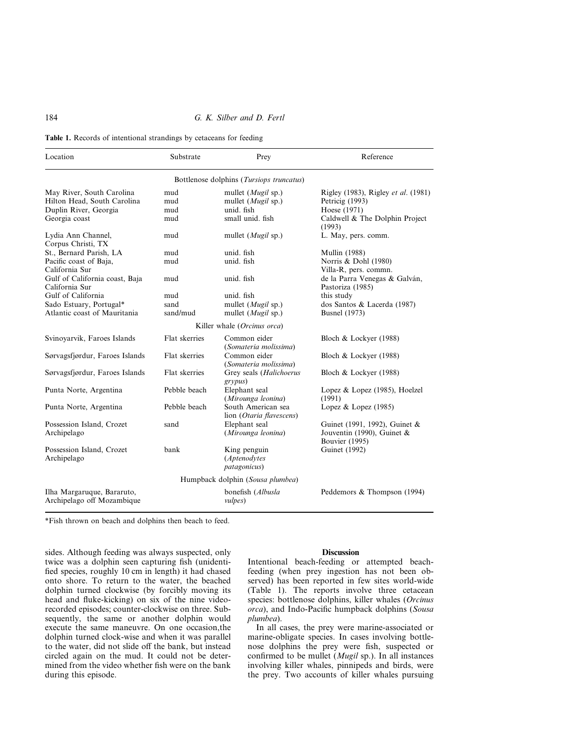**Table 1.** Records of intentional strandings by cetaceans for feeding

| Location | Substrate | Prey | Reference |
|---|---|---|---|
| | | Bottlenose dolphins (*Tursiops truncatus*) | |
| May River, South Carolina | mud | mullet (*Mugil* sp.) | Rigley (1983), Rigley *et al.* (1981) |
| Hilton Head, South Carolina | mud | mullet (*Mugil* sp.) | Petricig (1993) |
| Duplin River, Georgia | mud | unid. fish | Hoese (1971) |
| Georgia coast | mud | small unid. fish | Caldwell & The Dolphin Project (1993) |
| Lydia Ann Channel, Corpus Christi, TX | mud | mullet (*Mugil* sp.) | L. May, pers. comm. |
| St., Bernard Parish, LA | mud | unid. fish | Mullin (1988) |
| Pacific coast of Baja, California Sur | mud | unid. fish | Norris & Dohl (1980) Villa-R, pers. commn. |
| Gulf of California coast, Baja California Sur | mud | unid. fish | de la Parra Venegas & Galván, Pastoriza (1985) |
| Gulf of California | mud | unid. fish | this study |
| Sado Estuary, Portugal* | sand | mullet (*Mugil* sp.) | dos Santos & Lacerda (1987) |
| Atlantic coast of Mauritania | sand/mud | mullet (*Mugil* sp.) | Busnel (1973) |
| | | Killer whale (*Orcinus orca*) | |
| Svinoyarvik, Faroes Islands | Flat skerries | Common eider (*Somateria molissima*) | Bloch & Lockyer (1988) |
| Sørvagsfjørdur, Faroes Islands | Flat skerries | Common eider (*Somateria molissima*) | Bloch & Lockyer (1988) |
| Sørvagsfjørdur, Faroes Islands | Flat skerries | Grey seals (*Halichoerus grypus*) | Bloch & Lockyer (1988) |
| Punta Norte, Argentina | Pebble beach | Elephant seal (*Mirounga leonina*) | Lopez & Lopez (1985), Hoelzel (1991) |
| Punta Norte, Argentina | Pebble beach | South American sea lion (*Otaria flavescens*) | Lopez & Lopez (1985) |
| Possession Island, Crozet Archipelago | sand | Elephant seal (*Mirounga leonina*) | Guinet (1991, 1992), Guinet & Jouventin (1990), Guinet & Bouvier (1995) |
| Possession Island, Crozet Archipelago | bank | King penguin (*Aptenodytes patagonicus*) | Guinet (1992) |
| | | Humpback dolphin (*Sousa plumbea*) | |
| Ilha Margaruque, Bararuto, Archipelago off Mozambique | | bonefish (*Albusla vulpes*) | Peddemors & Thompson (1994) |

*Fish thrown on beach and dolphins then beach to feed.

sides. Although feeding was always suspected, only twice was a dolphin seen capturing fish (unidentified species, roughly 10 cm in length) it had chased onto shore. To return to the water, the beached dolphin turned clockwise (by forcibly moving its head and fluke-kicking) on six of the nine video-recorded episodes; counter-clockwise on three. Subsequently, the same or another dolphin would execute the same maneuvre. On one occasion,the dolphin turned clock-wise and when it was parallel to the water, did not slide off the bank, but instead circled again on the mud. It could not be determined from the video whether fish were on the bank during this episode.

## Discussion

Intentional beach-feeding or attempted beach-feeding (when prey ingestion has not been observed) has been reported in few sites world-wide (Table 1). The reports involve three cetacean species: bottlenose dolphins, killer whales (*Orcinus orca*), and Indo-Pacific humpback dolphins (*Sousa plumbea*).

In all cases, the prey were marine-associated or marine-obligate species. In cases involving bottlenose dolphins the prey were fish, suspected or confirmed to be mullet (*Mugil* sp.). In all instances involving killer whales, pinnipeds and birds, were the prey. Two accounts of killer whales pursuing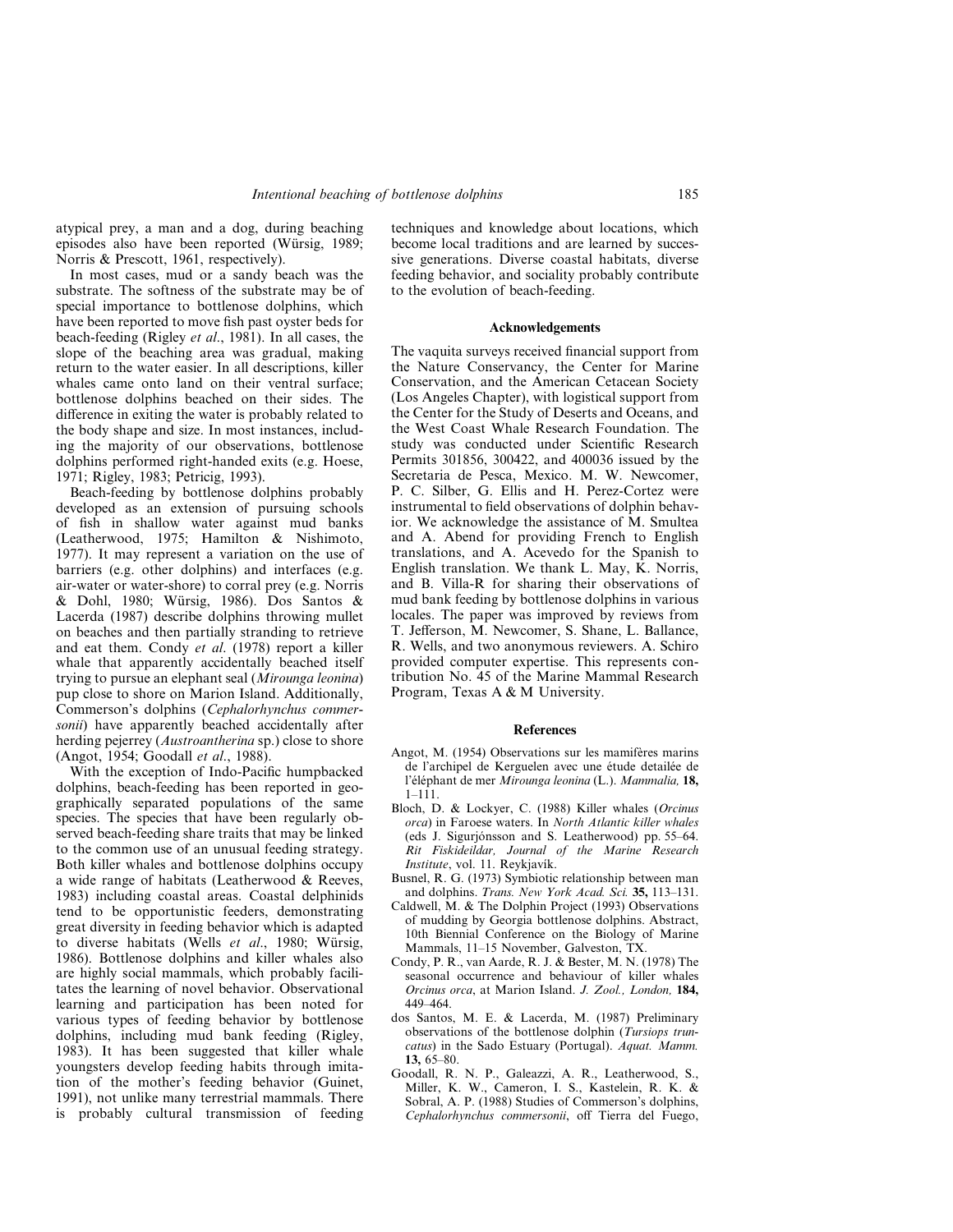atypical prey, a man and a dog, during beaching episodes also have been reported (Würsig, 1989; Norris & Prescott, 1961, respectively).

In most cases, mud or a sandy beach was the substrate. The softness of the substrate may be of special importance to bottlenose dolphins, which have been reported to move fish past oyster beds for beach-feeding (Rigley *et al*., 1981). In all cases, the slope of the beaching area was gradual, making return to the water easier. In all descriptions, killer whales came onto land on their ventral surface; bottlenose dolphins beached on their sides. The difference in exiting the water is probably related to the body shape and size. In most instances, including the majority of our observations, bottlenose dolphins performed right-handed exits (e.g. Hoese, 1971; Rigley, 1983; Petricig, 1993).

Beach-feeding by bottlenose dolphins probably developed as an extension of pursuing schools of fish in shallow water against mud banks (Leatherwood, 1975; Hamilton & Nishimoto, 1977). It may represent a variation on the use of barriers (e.g. other dolphins) and interfaces (e.g. air-water or water-shore) to corral prey (e.g. Norris & Dohl, 1980; Würsig, 1986). Dos Santos & Lacerda (1987) describe dolphins throwing mullet on beaches and then partially stranding to retrieve and eat them. Condy *et al*. (1978) report a killer whale that apparently accidentally beached itself trying to pursue an elephant seal (*Mirounga leonina*) pup close to shore on Marion Island. Additionally, Commerson's dolphins (*Cephalorhynchus commersonii*) have apparently beached accidentally after herding pejerrey (*Austroantherina* sp.) close to shore (Angot, 1954; Goodall *et al*., 1988).

With the exception of Indo-Pacific humpbacked dolphins, beach-feeding has been reported in geographically separated populations of the same species. The species that have been regularly observed beach-feeding share traits that may be linked to the common use of an unusual feeding strategy. Both killer whales and bottlenose dolphins occupy a wide range of habitats (Leatherwood & Reeves, 1983) including coastal areas. Coastal delphinids tend to be opportunistic feeders, demonstrating great diversity in feeding behavior which is adapted to diverse habitats (Wells *et al*., 1980; Würsig, 1986). Bottlenose dolphins and killer whales also are highly social mammals, which probably facilitates the learning of novel behavior. Observational learning and participation has been noted for various types of feeding behavior by bottlenose dolphins, including mud bank feeding (Rigley, 1983). It has been suggested that killer whale youngsters develop feeding habits through imitation of the mother's feeding behavior (Guinet, 1991), not unlike many terrestrial mammals. There is probably cultural transmission of feeding techniques and knowledge about locations, which become local traditions and are learned by successive generations. Diverse coastal habitats, diverse feeding behavior, and sociality probably contribute to the evolution of beach-feeding.

## Acknowledgements

The vaquita surveys received financial support from the Nature Conservancy, the Center for Marine Conservation, and the American Cetacean Society (Los Angeles Chapter), with logistical support from the Center for the Study of Deserts and Oceans, and the West Coast Whale Research Foundation. The study was conducted under Scientific Research Permits 301856, 300422, and 400036 issued by the Secretaria de Pesca, Mexico. M. W. Newcomer, P. C. Silber, G. Ellis and H. Perez-Cortez were instrumental to field observations of dolphin behavior. We acknowledge the assistance of M. Smultea and A. Abend for providing French to English translations, and A. Acevedo for the Spanish to English translation. We thank L. May, K. Norris, and B. Villa-R for sharing their observations of mud bank feeding by bottlenose dolphins in various locales. The paper was improved by reviews from T. Jefferson, M. Newcomer, S. Shane, L. Ballance, R. Wells, and two anonymous reviewers. A. Schiro provided computer expertise. This represents contribution No. 45 of the Marine Mammal Research Program, Texas A & M University.

## References

Angot, M. (1954) Observations sur les mamifères marins de l'archipel de Kerguelen avec une étude detailée de l'éléphant de mer *Mirounga leonina* (L.). *Mammalia,* **18,** 1–111.

Bloch, D. & Lockyer, C. (1988) Killer whales (*Orcinus orca*) in Faroese waters. In *North Atlantic killer whales* (eds J. Sigurjónsson and S. Leatherwood) pp. 55–64. *Rit Fiskideildar, Journal of the Marine Research Institute*, vol. 11. Reykjavík.

Busnel, R. G. (1973) Symbiotic relationship between man and dolphins. *Trans. New York Acad. Sci.* **35,** 113–131.

Caldwell, M. & The Dolphin Project (1993) Observations of mudding by Georgia bottlenose dolphins. Abstract, 10th Biennial Conference on the Biology of Marine Mammals, 11–15 November, Galveston, TX.

Condy, P. R., van Aarde, R. J. & Bester, M. N. (1978) The seasonal occurrence and behaviour of killer whales *Orcinus orca*, at Marion Island. *J. Zool., London,* **184,** 449–464.

dos Santos, M. E. & Lacerda, M. (1987) Preliminary observations of the bottlenose dolphin (*Tursiops truncatus*) in the Sado Estuary (Portugal). *Aquat. Mamm.* **13,** 65–80.

Goodall, R. N. P., Galeazzi, A. R., Leatherwood, S., Miller, K. W., Cameron, I. S., Kastelein, R. K. & Sobral, A. P. (1988) Studies of Commerson's dolphins, *Cephalorhynchus commersonii*, off Tierra del Fuego,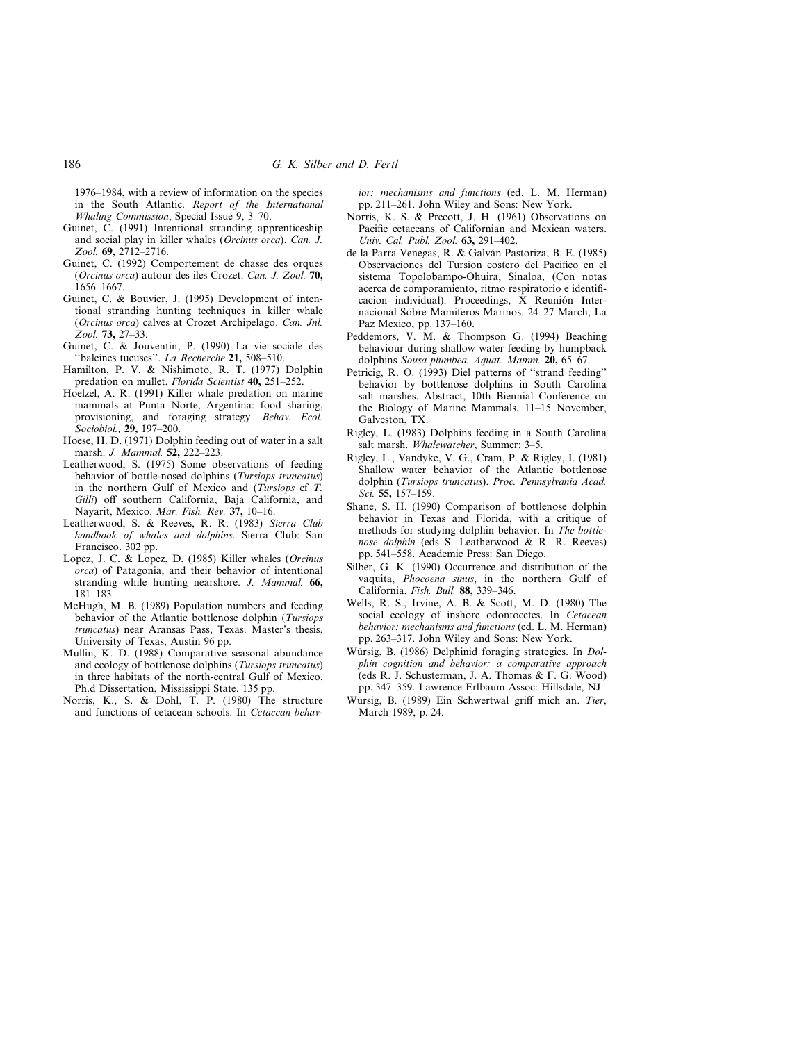1976–1984, with a review of information on the species in the South Atlantic. *Report of the International Whaling Commission*, Special Issue 9, 3–70.

Guinet, C. (1991) Intentional stranding apprenticeship and social play in killer whales (*Orcinus orca*). *Can. J. Zool.* **69,** 2712–2716.

Guinet, C. (1992) Comportement de chasse des orques (*Orcinus orca*) autour des iles Crozet. *Can. J. Zool.* **70,** 1656–1667.

Guinet, C. & Bouvier, J. (1995) Development of intentional stranding hunting techniques in killer whale (*Orcinus orca*) calves at Crozet Archipelago. *Can. Jnl. Zool.* **73,** 27–33.

Guinet, C. & Jouventin, P. (1990) La vie sociale des ''baleines tueuses''. *La Recherche* **21,** 508–510.

Hamilton, P. V. & Nishimoto, R. T. (1977) Dolphin predation on mullet. *Florida Scientist* **40,** 251–252.

Hoelzel, A. R. (1991) Killer whale predation on marine mammals at Punta Norte, Argentina: food sharing, provisioning, and foraging strategy. *Behav. Ecol. Sociobiol.,* **29,** 197–200.

Hoese, H. D. (1971) Dolphin feeding out of water in a salt marsh. *J. Mammal.* **52,** 222–223.

Leatherwood, S. (1975) Some observations of feeding behavior of bottle-nosed dolphins (*Tursiops truncatus*) in the northern Gulf of Mexico and (*Tursiops* cf *T. Gilli*) off southern California, Baja California, and Nayarit, Mexico. *Mar. Fish. Rev.* **37,** 10–16.

Leatherwood, S. & Reeves, R. R. (1983) *Sierra Club handbook of whales and dolphins*. Sierra Club: San Francisco. 302 pp.

Lopez, J. C. & Lopez, D. (1985) Killer whales (*Orcinus orca*) of Patagonia, and their behavior of intentional stranding while hunting nearshore. *J. Mammal.* **66,** 181–183.

McHugh, M. B. (1989) Population numbers and feeding behavior of the Atlantic bottlenose dolphin (*Tursiops truncatus*) near Aransas Pass, Texas. Master's thesis, University of Texas, Austin 96 pp.

Mullin, K. D. (1988) Comparative seasonal abundance and ecology of bottlenose dolphins (*Tursiops truncatus*) in three habitats of the north-central Gulf of Mexico. Ph.d Dissertation, Mississippi State. 135 pp.

Norris, K., S. & Dohl, T. P. (1980) The structure and functions of cetacean schools. In *Cetacean behavior: mechanisms and functions* (ed. L. M. Herman) pp. 211–261. John Wiley and Sons: New York.

Norris, K. S. & Precott, J. H. (1961) Observations on Pacific cetaceans of Californian and Mexican waters. *Univ. Cal. Publ. Zool.* **63,** 291–402.

de la Parra Venegas, R. & Galván Pastoriza, B. E. (1985) Observaciones del Tursion costero del Pacifico en el sistema Topolobampo-Ohuira, Sinaloa, (Con notas acerca de comporamiento, ritmo respiratorio e identificacion individual). Proceedings, X Reunión Internacional Sobre Mamiferos Marinos. 24–27 March, La Paz Mexico, pp. 137–160.

Peddemors, V. M. & Thompson G. (1994) Beaching behaviour during shallow water feeding by humpback dolphins *Sousa plumbea. Aquat. Mamm.* **20,** 65–67.

Petricig, R. O. (1993) Diel patterns of ''strand feeding'' behavior by bottlenose dolphins in South Carolina salt marshes. Abstract, 10th Biennial Conference on the Biology of Marine Mammals, 11–15 November, Galveston, TX.

Rigley, L. (1983) Dolphins feeding in a South Carolina salt marsh. *Whalewatcher*, Summer: 3–5.

Rigley, L., Vandyke, V. G., Cram, P. & Rigley, I. (1981) Shallow water behavior of the Atlantic bottlenose dolphin (*Tursiops truncatus*). *Proc. Pennsylvania Acad. Sci.* **55,** 157–159.

Shane, S. H. (1990) Comparison of bottlenose dolphin behavior in Texas and Florida, with a critique of methods for studying dolphin behavior. In *The bottlenose dolphin* (eds S. Leatherwood & R. R. Reeves) pp. 541–558. Academic Press: San Diego.

Silber, G. K. (1990) Occurrence and distribution of the vaquita, *Phocoena sinus*, in the northern Gulf of California. *Fish. Bull.* **88,** 339–346.

Wells, R. S., Irvine, A. B. & Scott, M. D. (1980) The social ecology of inshore odontocetes. In *Cetacean behavior: mechanisms and functions* (ed. L. M. Herman) pp. 263–317. John Wiley and Sons: New York.

Würsig, B. (1986) Delphinid foraging strategies. In *Dolphin cognition and behavior: a comparative approach* (eds R. J. Schusterman, J. A. Thomas & F. G. Wood) pp. 347–359. Lawrence Erlbaum Assoc: Hillsdale, NJ.

Würsig, B. (1989) Ein Schwertwal griff mich an. *Tier*, March 1989, p. 24.